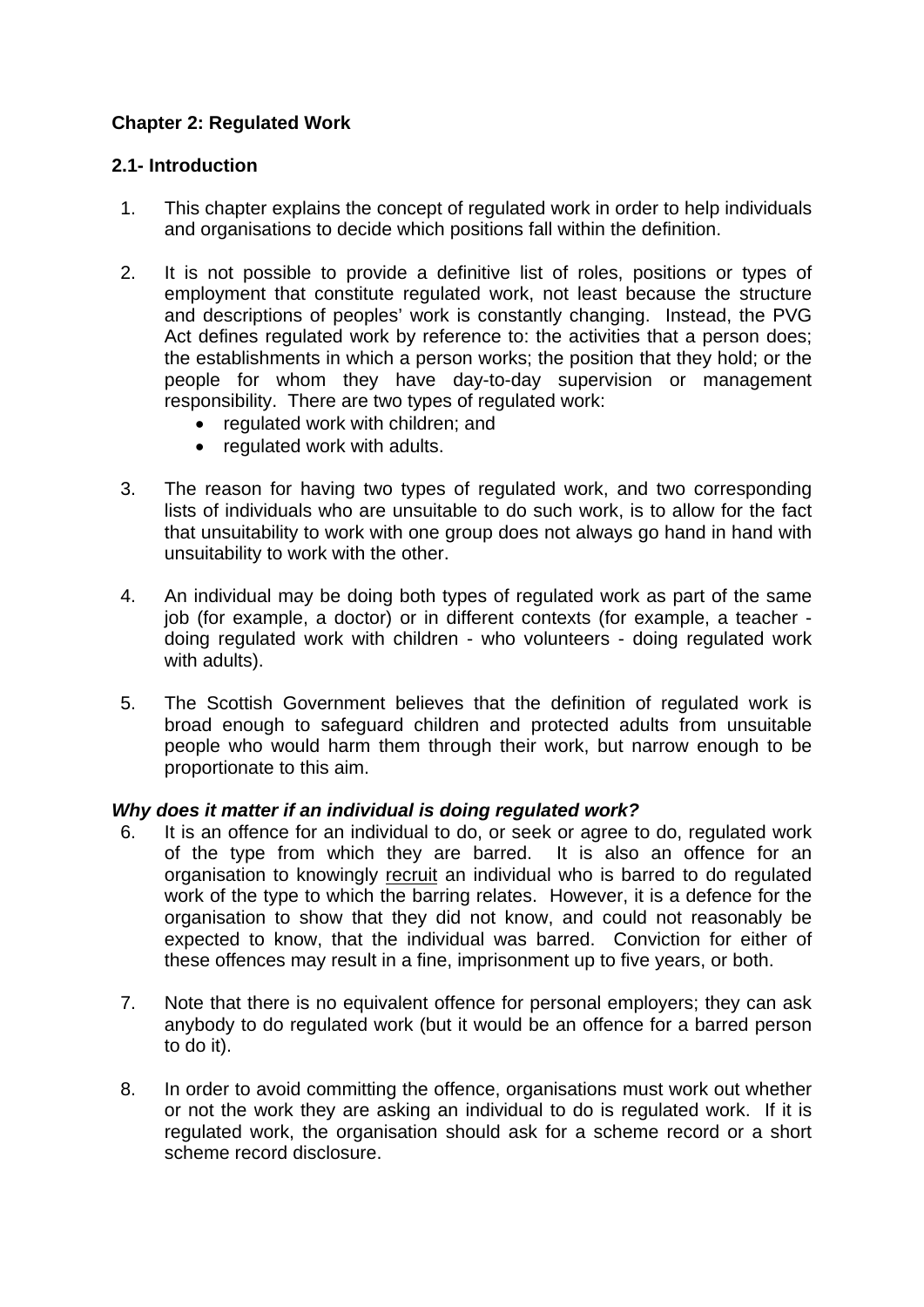## Chapter 2: Regulated Work

### 2.1- Introduction

1. This chapter explains the concept of regulated work in order to help individuals and organisations to decide which positions fall within the definition.

2. It is not possible to provide a definitive list of roles, positions or types of employment that constitute regulated work, not least because the structure and descriptions of peoples' work is constantly changing. Instead, the PVG Act defines regulated work by reference to: the activities that a person does; the establishments in which a person works; the position that they hold; or the people for whom they have day-to-day supervision or management responsibility. There are two types of regulated work:
   - regulated work with children; and
   - regulated work with adults.

3. The reason for having two types of regulated work, and two corresponding lists of individuals who are unsuitable to do such work, is to allow for the fact that unsuitability to work with one group does not always go hand in hand with unsuitability to work with the other.

4. An individual may be doing both types of regulated work as part of the same job (for example, a doctor) or in different contexts (for example, a teacher - doing regulated work with children - who volunteers - doing regulated work with adults).

5. The Scottish Government believes that the definition of regulated work is broad enough to safeguard children and protected adults from unsuitable people who would harm them through their work, but narrow enough to be proportionate to this aim.

***Why does it matter if an individual is doing regulated work?***

6. It is an offence for an individual to do, or seek or agree to do, regulated work of the type from which they are barred. It is also an offence for an organisation to knowingly recruit an individual who is barred to do regulated work of the type to which the barring relates. However, it is a defence for the organisation to show that they did not know, and could not reasonably be expected to know, that the individual was barred. Conviction for either of these offences may result in a fine, imprisonment up to five years, or both.

7. Note that there is no equivalent offence for personal employers; they can ask anybody to do regulated work (but it would be an offence for a barred person to do it).

8. In order to avoid committing the offence, organisations must work out whether or not the work they are asking an individual to do is regulated work. If it is regulated work, the organisation should ask for a scheme record or a short scheme record disclosure.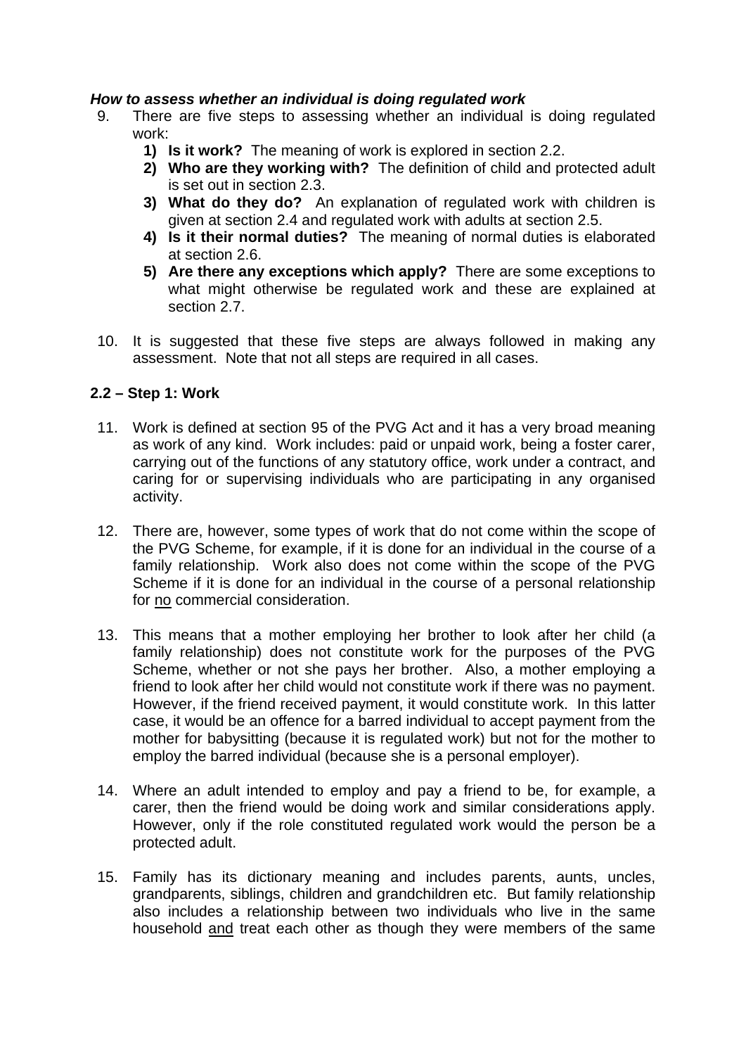***How to assess whether an individual is doing regulated work***

9. There are five steps to assessing whether an individual is doing regulated work:
   1) **Is it work?** The meaning of work is explored in section 2.2.
   2) **Who are they working with?** The definition of child and protected adult is set out in section 2.3.
   3) **What do they do?** An explanation of regulated work with children is given at section 2.4 and regulated work with adults at section 2.5.
   4) **Is it their normal duties?** The meaning of normal duties is elaborated at section 2.6.
   5) **Are there any exceptions which apply?** There are some exceptions to what might otherwise be regulated work and these are explained at section 2.7.

10. It is suggested that these five steps are always followed in making any assessment. Note that not all steps are required in all cases.

## 2.2 – Step 1: Work

11. Work is defined at section 95 of the PVG Act and it has a very broad meaning as work of any kind. Work includes: paid or unpaid work, being a foster carer, carrying out of the functions of any statutory office, work under a contract, and caring for or supervising individuals who are participating in any organised activity.

12. There are, however, some types of work that do not come within the scope of the PVG Scheme, for example, if it is done for an individual in the course of a family relationship. Work also does not come within the scope of the PVG Scheme if it is done for an individual in the course of a personal relationship for <u>no</u> commercial consideration.

13. This means that a mother employing her brother to look after her child (a family relationship) does not constitute work for the purposes of the PVG Scheme, whether or not she pays her brother. Also, a mother employing a friend to look after her child would not constitute work if there was no payment. However, if the friend received payment, it would constitute work. In this latter case, it would be an offence for a barred individual to accept payment from the mother for babysitting (because it is regulated work) but not for the mother to employ the barred individual (because she is a personal employer).

14. Where an adult intended to employ and pay a friend to be, for example, a carer, then the friend would be doing work and similar considerations apply. However, only if the role constituted regulated work would the person be a protected adult.

15. Family has its dictionary meaning and includes parents, aunts, uncles, grandparents, siblings, children and grandchildren etc. But family relationship also includes a relationship between two individuals who live in the same household <u>and</u> treat each other as though they were members of the same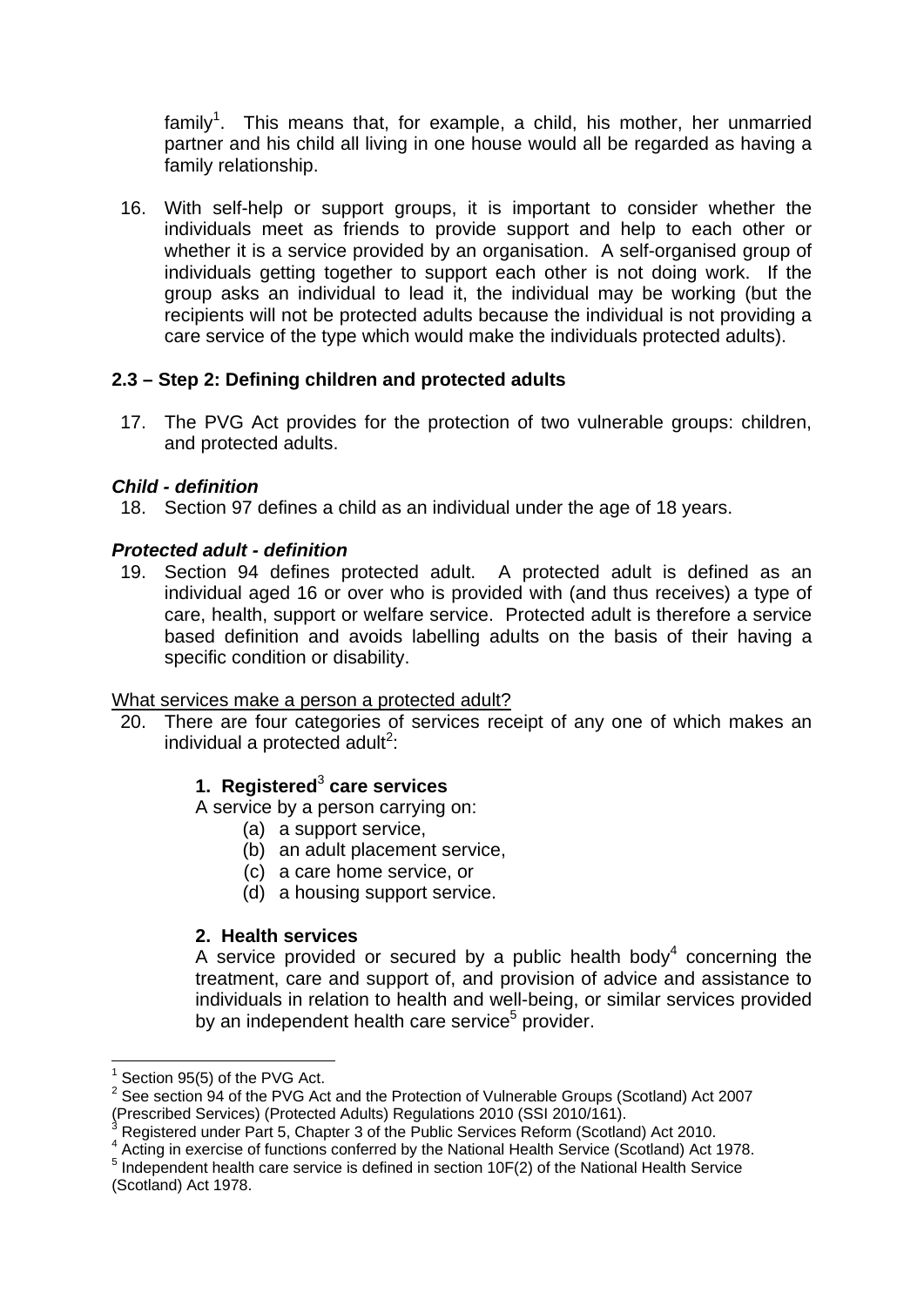family[1]. This means that, for example, a child, his mother, her unmarried partner and his child all living in one house would all be regarded as having a family relationship.

16. With self-help or support groups, it is important to consider whether the individuals meet as friends to provide support and help to each other or whether it is a service provided by an organisation. A self-organised group of individuals getting together to support each other is not doing work. If the group asks an individual to lead it, the individual may be working (but the recipients will not be protected adults because the individual is not providing a care service of the type which would make the individuals protected adults).

### 2.3 – Step 2: Defining children and protected adults

17. The PVG Act provides for the protection of two vulnerable groups: children, and protected adults.

***Child - definition***

18. Section 97 defines a child as an individual under the age of 18 years.

***Protected adult - definition***

19. Section 94 defines protected adult. A protected adult is defined as an individual aged 16 or over who is provided with (and thus receives) a type of care, health, support or welfare service. Protected adult is therefore a service based definition and avoids labelling adults on the basis of their having a specific condition or disability.

<u>What services make a person a protected adult?</u>

20. There are four categories of services receipt of any one of which makes an individual a protected adult[2]:

    **1. Registered[3] care services**

    A service by a person carrying on:

    (a) a support service,
    (b) an adult placement service,
    (c) a care home service, or
    (d) a housing support service.

    **2. Health services**

    A service provided or secured by a public health body[4] concerning the treatment, care and support of, and provision of advice and assistance to individuals in relation to health and well-being, or similar services provided by an independent health care service[5] provider.

---

[1] Section 95(5) of the PVG Act.

[2] See section 94 of the PVG Act and the Protection of Vulnerable Groups (Scotland) Act 2007 (Prescribed Services) (Protected Adults) Regulations 2010 (SSI 2010/161).

[3] Registered under Part 5, Chapter 3 of the Public Services Reform (Scotland) Act 2010.

[4] Acting in exercise of functions conferred by the National Health Service (Scotland) Act 1978.

[5] Independent health care service is defined in section 10F(2) of the National Health Service (Scotland) Act 1978.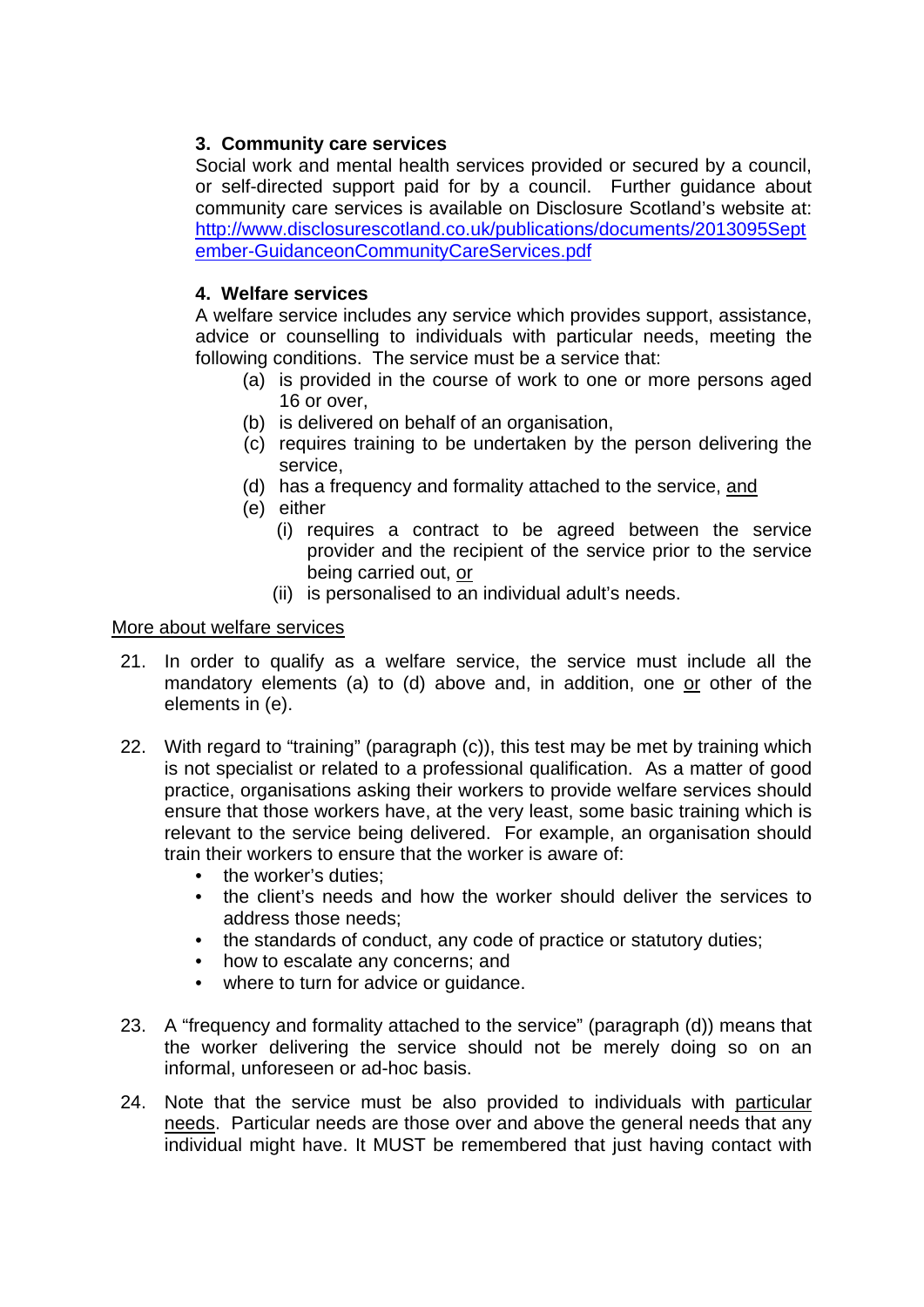### 3. Community care services

Social work and mental health services provided or secured by a council, or self-directed support paid for by a council. Further guidance about community care services is available on Disclosure Scotland's website at: [http://www.disclosurescotland.co.uk/publications/documents/2013095September-GuidanceonCommunityCareServices.pdf](http://www.disclosurescotland.co.uk/publications/documents/2013095September-GuidanceonCommunityCareServices.pdf)

### 4. Welfare services

A welfare service includes any service which provides support, assistance, advice or counselling to individuals with particular needs, meeting the following conditions. The service must be a service that:

- (a) is provided in the course of work to one or more persons aged 16 or over,
- (b) is delivered on behalf of an organisation,
- (c) requires training to be undertaken by the person delivering the service,
- (d) has a frequency and formality attached to the service, and
- (e) either
    - (i) requires a contract to be agreed between the service provider and the recipient of the service prior to the service being carried out, or
    - (ii) is personalised to an individual adult's needs.

More about welfare services

21. In order to qualify as a welfare service, the service must include all the mandatory elements (a) to (d) above and, in addition, one or other of the elements in (e).

22. With regard to "training" (paragraph (c)), this test may be met by training which is not specialist or related to a professional qualification. As a matter of good practice, organisations asking their workers to provide welfare services should ensure that those workers have, at the very least, some basic training which is relevant to the service being delivered. For example, an organisation should train their workers to ensure that the worker is aware of:
    - the worker's duties;
    - the client's needs and how the worker should deliver the services to address those needs;
    - the standards of conduct, any code of practice or statutory duties;
    - how to escalate any concerns; and
    - where to turn for advice or guidance.

23. A "frequency and formality attached to the service" (paragraph (d)) means that the worker delivering the service should not be merely doing so on an informal, unforeseen or ad-hoc basis.

24. Note that the service must be also provided to individuals with particular needs. Particular needs are those over and above the general needs that any individual might have. It MUST be remembered that just having contact with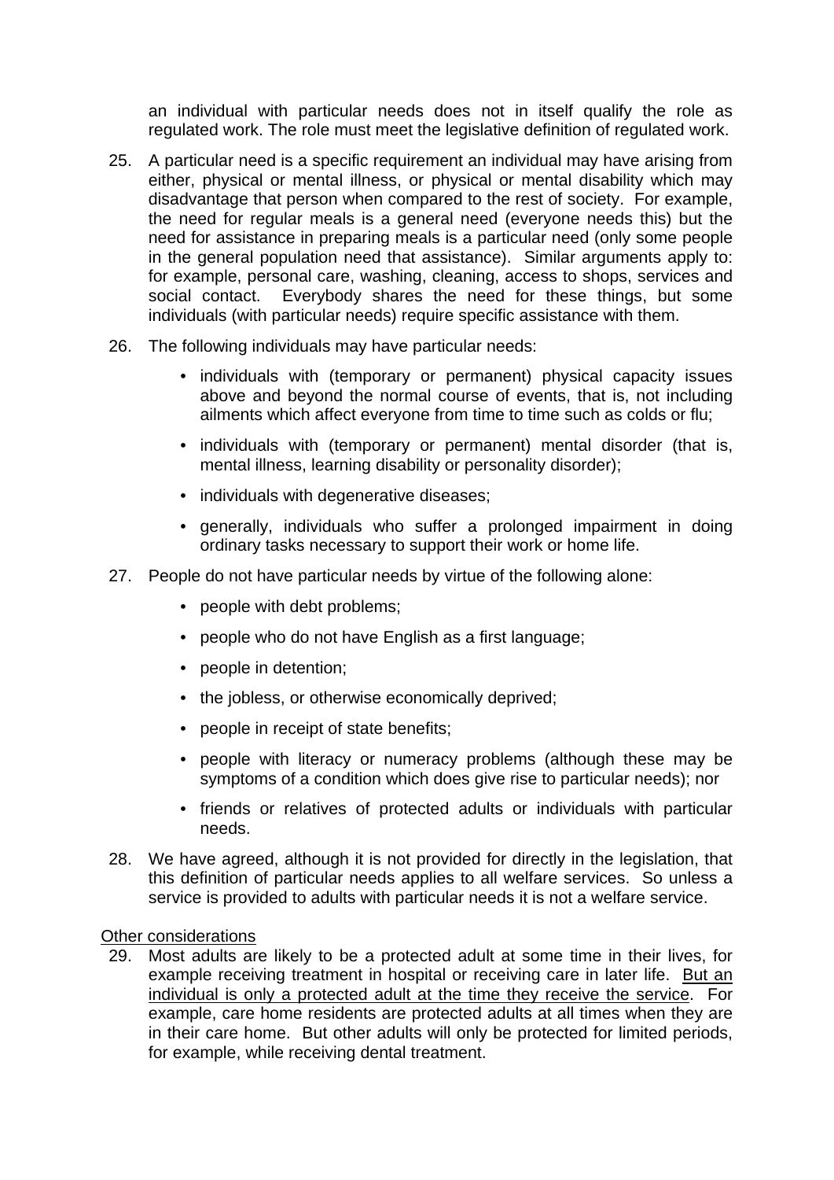an individual with particular needs does not in itself qualify the role as regulated work. The role must meet the legislative definition of regulated work.

25. A particular need is a specific requirement an individual may have arising from either, physical or mental illness, or physical or mental disability which may disadvantage that person when compared to the rest of society. For example, the need for regular meals is a general need (everyone needs this) but the need for assistance in preparing meals is a particular need (only some people in the general population need that assistance). Similar arguments apply to: for example, personal care, washing, cleaning, access to shops, services and social contact. Everybody shares the need for these things, but some individuals (with particular needs) require specific assistance with them.

26. The following individuals may have particular needs:

    - individuals with (temporary or permanent) physical capacity issues above and beyond the normal course of events, that is, not including ailments which affect everyone from time to time such as colds or flu;
    - individuals with (temporary or permanent) mental disorder (that is, mental illness, learning disability or personality disorder);
    - individuals with degenerative diseases;
    - generally, individuals who suffer a prolonged impairment in doing ordinary tasks necessary to support their work or home life.

27. People do not have particular needs by virtue of the following alone:

    - people with debt problems;
    - people who do not have English as a first language;
    - people in detention;
    - the jobless, or otherwise economically deprived;
    - people in receipt of state benefits;
    - people with literacy or numeracy problems (although these may be symptoms of a condition which does give rise to particular needs); nor
    - friends or relatives of protected adults or individuals with particular needs.

28. We have agreed, although it is not provided for directly in the legislation, that this definition of particular needs applies to all welfare services. So unless a service is provided to adults with particular needs it is not a welfare service.

<u>Other considerations</u>

29. Most adults are likely to be a protected adult at some time in their lives, for example receiving treatment in hospital or receiving care in later life. <u>But an individual is only a protected adult at the time they receive the service</u>. For example, care home residents are protected adults at all times when they are in their care home. But other adults will only be protected for limited periods, for example, while receiving dental treatment.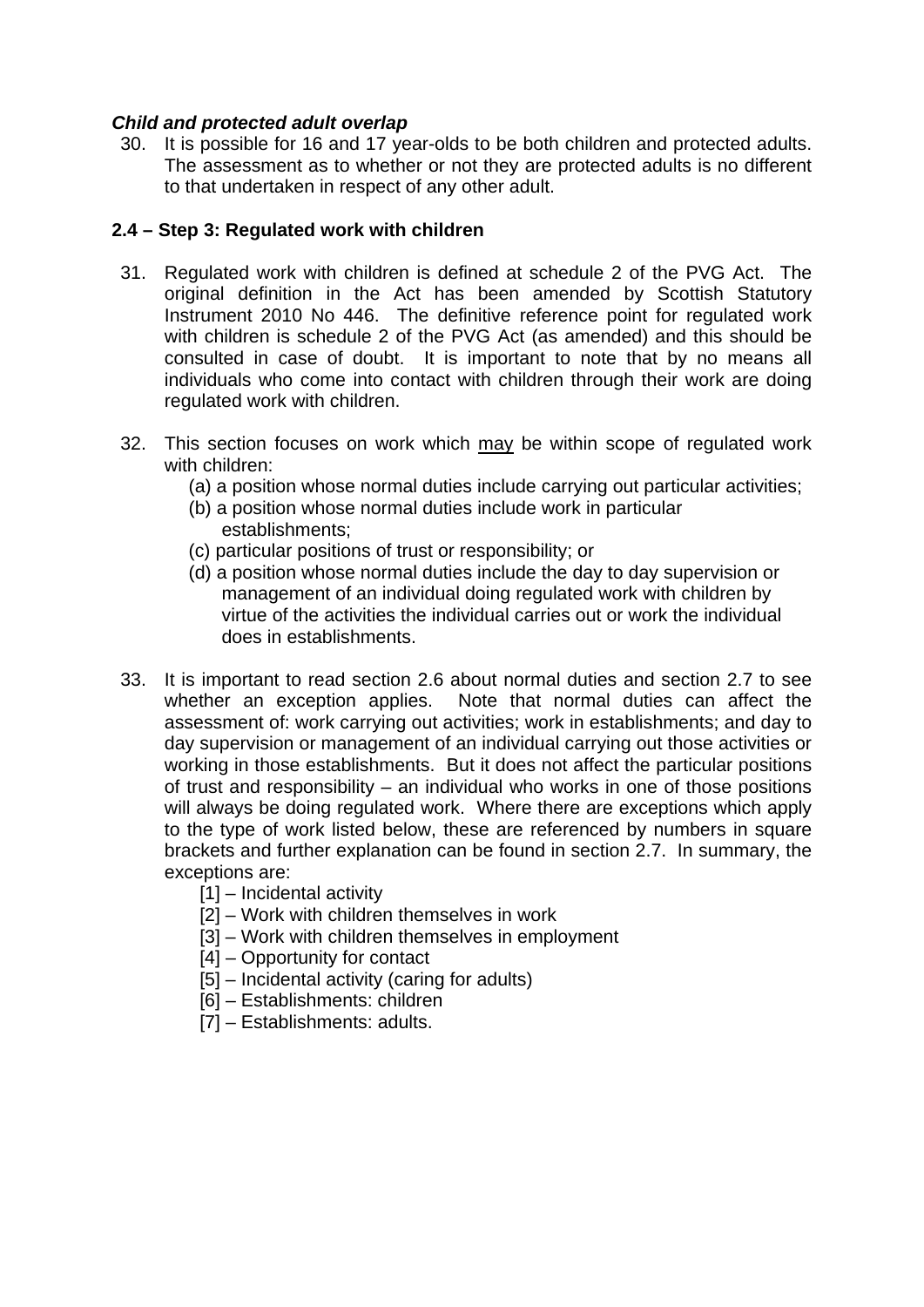***Child and protected adult overlap***

30. It is possible for 16 and 17 year-olds to be both children and protected adults. The assessment as to whether or not they are protected adults is no different to that undertaken in respect of any other adult.

**2.4 – Step 3: Regulated work with children**

31. Regulated work with children is defined at schedule 2 of the PVG Act. The original definition in the Act has been amended by Scottish Statutory Instrument 2010 No 446. The definitive reference point for regulated work with children is schedule 2 of the PVG Act (as amended) and this should be consulted in case of doubt. It is important to note that by no means all individuals who come into contact with children through their work are doing regulated work with children.

32. This section focuses on work which <u>may</u> be within scope of regulated work with children:
    (a) a position whose normal duties include carrying out particular activities;
    (b) a position whose normal duties include work in particular establishments;
    (c) particular positions of trust or responsibility; or
    (d) a position whose normal duties include the day to day supervision or management of an individual doing regulated work with children by virtue of the activities the individual carries out or work the individual does in establishments.

33. It is important to read section 2.6 about normal duties and section 2.7 to see whether an exception applies. Note that normal duties can affect the assessment of: work carrying out activities; work in establishments; and day to day supervision or management of an individual carrying out those activities or working in those establishments. But it does not affect the particular positions of trust and responsibility – an individual who works in one of those positions will always be doing regulated work. Where there are exceptions which apply to the type of work listed below, these are referenced by numbers in square brackets and further explanation can be found in section 2.7. In summary, the exceptions are:
    [1] – Incidental activity
    [2] – Work with children themselves in work
    [3] – Work with children themselves in employment
    [4] – Opportunity for contact
    [5] – Incidental activity (caring for adults)
    [6] – Establishments: children
    [7] – Establishments: adults.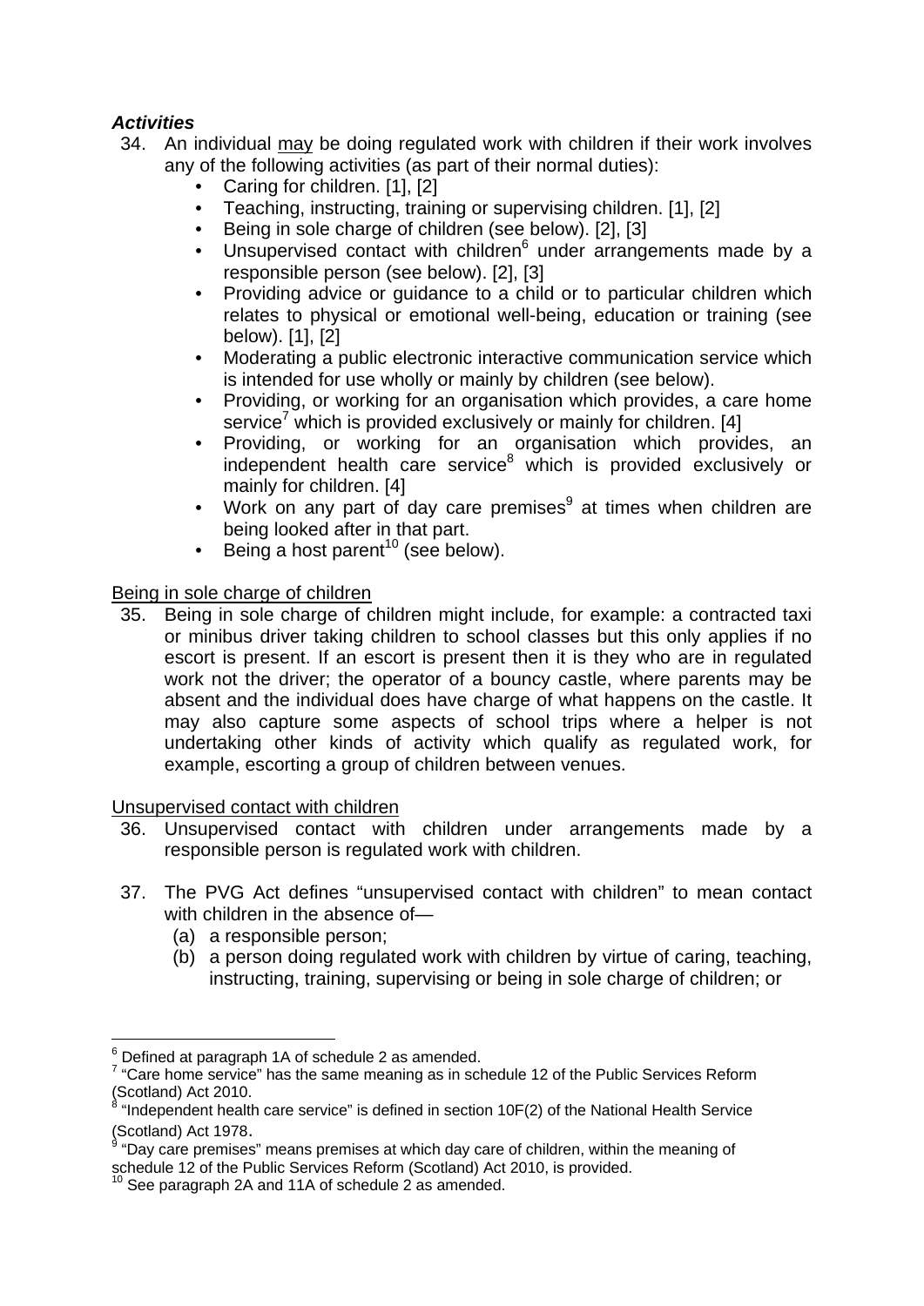***Activities***

34. An individual <u>may</u> be doing regulated work with children if their work involves any of the following activities (as part of their normal duties):
    - Caring for children. [1], [2]
    - Teaching, instructing, training or supervising children. [1], [2]
    - Being in sole charge of children (see below). [2], [3]
    - Unsupervised contact with children[6] under arrangements made by a responsible person (see below). [2], [3]
    - Providing advice or guidance to a child or to particular children which relates to physical or emotional well-being, education or training (see below). [1], [2]
    - Moderating a public electronic interactive communication service which is intended for use wholly or mainly by children (see below).
    - Providing, or working for an organisation which provides, a care home service[7] which is provided exclusively or mainly for children. [4]
    - Providing, or working for an organisation which provides, an independent health care service[8] which is provided exclusively or mainly for children. [4]
    - Work on any part of day care premises[9] at times when children are being looked after in that part.
    - Being a host parent[10] (see below).

<u>Being in sole charge of children</u>

35. Being in sole charge of children might include, for example: a contracted taxi or minibus driver taking children to school classes but this only applies if no escort is present. If an escort is present then it is they who are in regulated work not the driver; the operator of a bouncy castle, where parents may be absent and the individual does have charge of what happens on the castle. It may also capture some aspects of school trips where a helper is not undertaking other kinds of activity which qualify as regulated work, for example, escorting a group of children between venues.

<u>Unsupervised contact with children</u>

36. Unsupervised contact with children under arrangements made by a responsible person is regulated work with children.

37. The PVG Act defines "unsupervised contact with children" to mean contact with children in the absence of—
    (a) a responsible person;
    (b) a person doing regulated work with children by virtue of caring, teaching, instructing, training, supervising or being in sole charge of children; or

---

[6] Defined at paragraph 1A of schedule 2 as amended.
[7] "Care home service" has the same meaning as in schedule 12 of the Public Services Reform (Scotland) Act 2010.
[8] "Independent health care service" is defined in section 10F(2) of the National Health Service (Scotland) Act 1978.
[9] "Day care premises" means premises at which day care of children, within the meaning of schedule 12 of the Public Services Reform (Scotland) Act 2010, is provided.
[10] See paragraph 2A and 11A of schedule 2 as amended.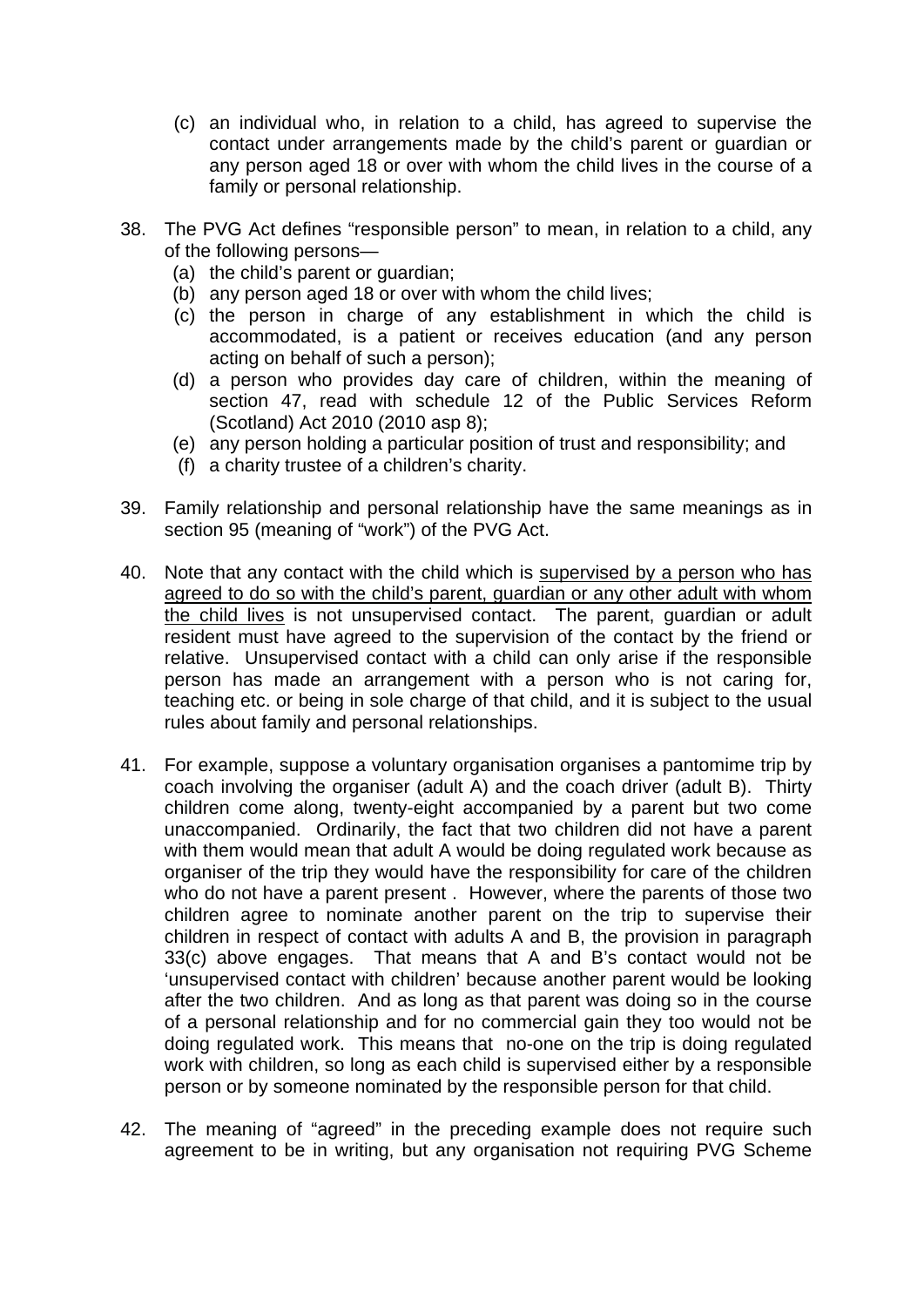(c) an individual who, in relation to a child, has agreed to supervise the contact under arrangements made by the child's parent or guardian or any person aged 18 or over with whom the child lives in the course of a family or personal relationship.

38. The PVG Act defines "responsible person" to mean, in relation to a child, any of the following persons—
    (a) the child's parent or guardian;
    (b) any person aged 18 or over with whom the child lives;
    (c) the person in charge of any establishment in which the child is accommodated, is a patient or receives education (and any person acting on behalf of such a person);
    (d) a person who provides day care of children, within the meaning of section 47, read with schedule 12 of the Public Services Reform (Scotland) Act 2010 (2010 asp 8);
    (e) any person holding a particular position of trust and responsibility; and
    (f) a charity trustee of a children's charity.

39. Family relationship and personal relationship have the same meanings as in section 95 (meaning of "work") of the PVG Act.

40. Note that any contact with the child which is <u>supervised by a person who has agreed to do so with the child's parent, guardian or any other adult with whom the child lives</u> is not unsupervised contact. The parent, guardian or adult resident must have agreed to the supervision of the contact by the friend or relative. Unsupervised contact with a child can only arise if the responsible person has made an arrangement with a person who is not caring for, teaching etc. or being in sole charge of that child, and it is subject to the usual rules about family and personal relationships.

41. For example, suppose a voluntary organisation organises a pantomime trip by coach involving the organiser (adult A) and the coach driver (adult B). Thirty children come along, twenty-eight accompanied by a parent but two come unaccompanied. Ordinarily, the fact that two children did not have a parent with them would mean that adult A would be doing regulated work because as organiser of the trip they would have the responsibility for care of the children who do not have a parent present . However, where the parents of those two children agree to nominate another parent on the trip to supervise their children in respect of contact with adults A and B, the provision in paragraph 33(c) above engages. That means that A and B's contact would not be 'unsupervised contact with children' because another parent would be looking after the two children. And as long as that parent was doing so in the course of a personal relationship and for no commercial gain they too would not be doing regulated work. This means that no-one on the trip is doing regulated work with children, so long as each child is supervised either by a responsible person or by someone nominated by the responsible person for that child.

42. The meaning of "agreed" in the preceding example does not require such agreement to be in writing, but any organisation not requiring PVG Scheme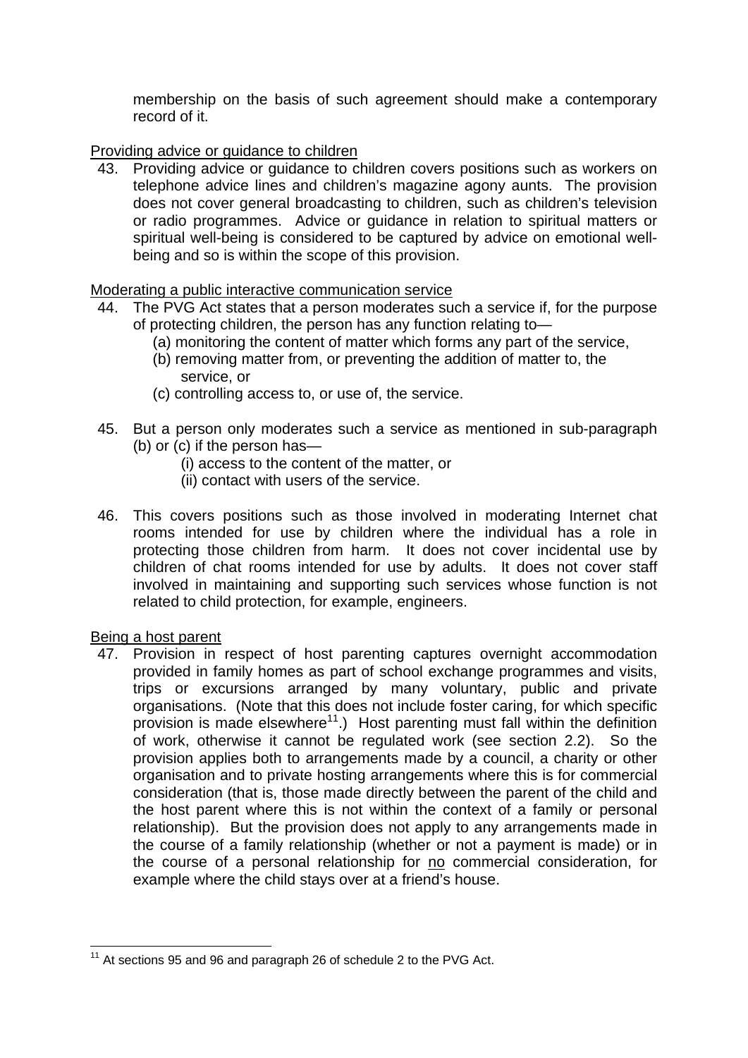membership on the basis of such agreement should make a contemporary record of it.

Providing advice or guidance to children

43. Providing advice or guidance to children covers positions such as workers on telephone advice lines and children's magazine agony aunts. The provision does not cover general broadcasting to children, such as children's television or radio programmes. Advice or guidance in relation to spiritual matters or spiritual well-being is considered to be captured by advice on emotional well-being and so is within the scope of this provision.

Moderating a public interactive communication service

44. The PVG Act states that a person moderates such a service if, for the purpose of protecting children, the person has any function relating to—
    (a) monitoring the content of matter which forms any part of the service,
    (b) removing matter from, or preventing the addition of matter to, the service, or
    (c) controlling access to, or use of, the service.

45. But a person only moderates such a service as mentioned in sub-paragraph (b) or (c) if the person has—
    (i) access to the content of the matter, or
    (ii) contact with users of the service.

46. This covers positions such as those involved in moderating Internet chat rooms intended for use by children where the individual has a role in protecting those children from harm. It does not cover incidental use by children of chat rooms intended for use by adults. It does not cover staff involved in maintaining and supporting such services whose function is not related to child protection, for example, engineers.

Being a host parent

47. Provision in respect of host parenting captures overnight accommodation provided in family homes as part of school exchange programmes and visits, trips or excursions arranged by many voluntary, public and private organisations. (Note that this does not include foster caring, for which specific provision is made elsewhere[11].) Host parenting must fall within the definition of work, otherwise it cannot be regulated work (see section 2.2). So the provision applies both to arrangements made by a council, a charity or other organisation and to private hosting arrangements where this is for commercial consideration (that is, those made directly between the parent of the child and the host parent where this is not within the context of a family or personal relationship). But the provision does not apply to any arrangements made in the course of a family relationship (whether or not a payment is made) or in the course of a personal relationship for no commercial consideration, for example where the child stays over at a friend's house.

[11] At sections 95 and 96 and paragraph 26 of schedule 2 to the PVG Act.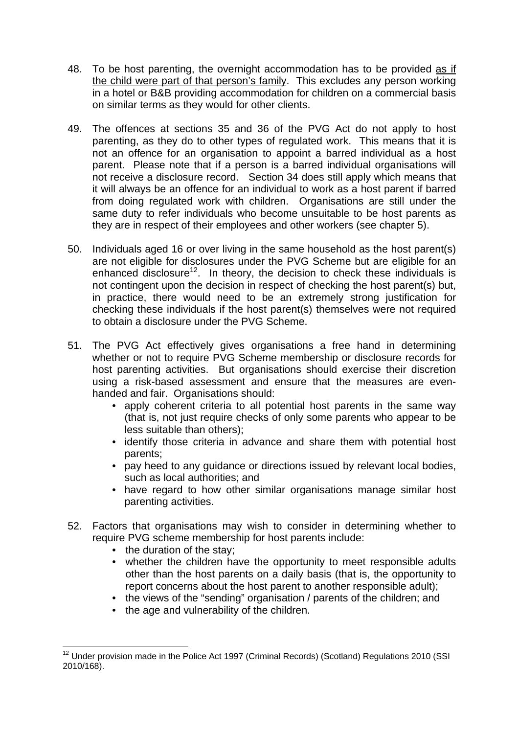48. To be host parenting, the overnight accommodation has to be provided as if the child were part of that person's family. This excludes any person working in a hotel or B&B providing accommodation for children on a commercial basis on similar terms as they would for other clients.

49. The offences at sections 35 and 36 of the PVG Act do not apply to host parenting, as they do to other types of regulated work. This means that it is not an offence for an organisation to appoint a barred individual as a host parent. Please note that if a person is a barred individual organisations will not receive a disclosure record. Section 34 does still apply which means that it will always be an offence for an individual to work as a host parent if barred from doing regulated work with children. Organisations are still under the same duty to refer individuals who become unsuitable to be host parents as they are in respect of their employees and other workers (see chapter 5).

50. Individuals aged 16 or over living in the same household as the host parent(s) are not eligible for disclosures under the PVG Scheme but are eligible for an enhanced disclosure[12]. In theory, the decision to check these individuals is not contingent upon the decision in respect of checking the host parent(s) but, in practice, there would need to be an extremely strong justification for checking these individuals if the host parent(s) themselves were not required to obtain a disclosure under the PVG Scheme.

51. The PVG Act effectively gives organisations a free hand in determining whether or not to require PVG Scheme membership or disclosure records for host parenting activities. But organisations should exercise their discretion using a risk-based assessment and ensure that the measures are even-handed and fair. Organisations should:
    - apply coherent criteria to all potential host parents in the same way (that is, not just require checks of only some parents who appear to be less suitable than others);
    - identify those criteria in advance and share them with potential host parents;
    - pay heed to any guidance or directions issued by relevant local bodies, such as local authorities; and
    - have regard to how other similar organisations manage similar host parenting activities.

52. Factors that organisations may wish to consider in determining whether to require PVG scheme membership for host parents include:
    - the duration of the stay;
    - whether the children have the opportunity to meet responsible adults other than the host parents on a daily basis (that is, the opportunity to report concerns about the host parent to another responsible adult);
    - the views of the "sending" organisation / parents of the children; and
    - the age and vulnerability of the children.

---

[12] Under provision made in the Police Act 1997 (Criminal Records) (Scotland) Regulations 2010 (SSI 2010/168).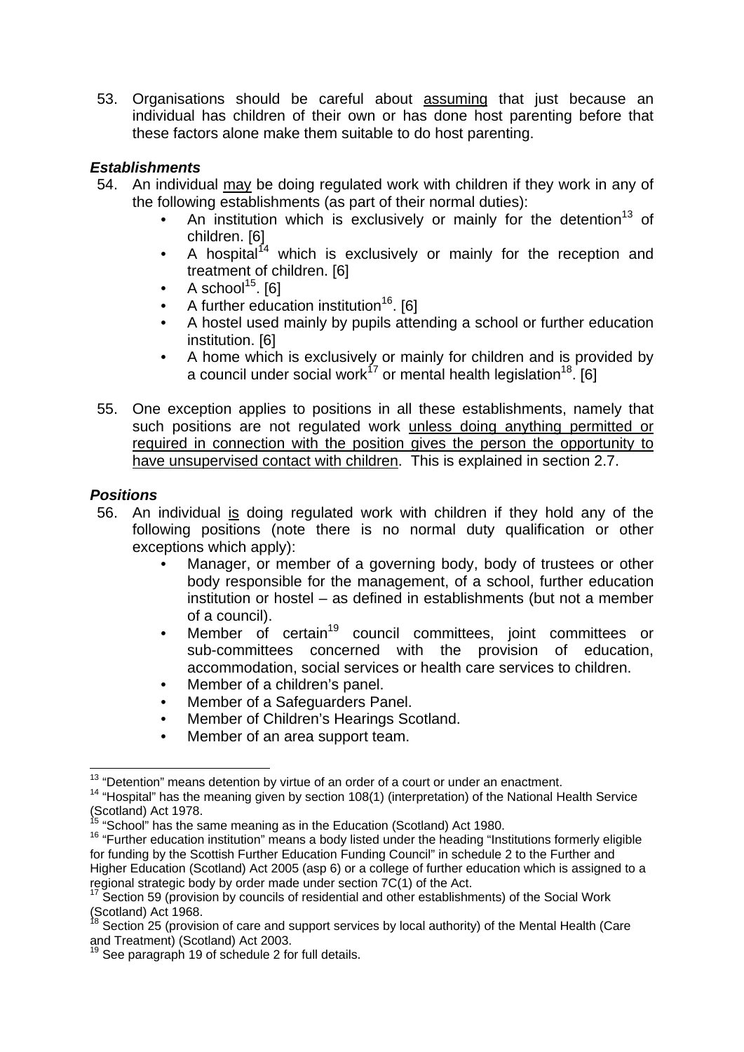53. Organisations should be careful about <u>assuming</u> that just because an individual has children of their own or has done host parenting before that these factors alone make them suitable to do host parenting.

### *Establishments*

54. An individual <u>may</u> be doing regulated work with children if they work in any of the following establishments (as part of their normal duties):
    - An institution which is exclusively or mainly for the detention[13] of children. [6]
    - A hospital[14] which is exclusively or mainly for the reception and treatment of children. [6]
    - A school[15]. [6]
    - A further education institution[16]. [6]
    - A hostel used mainly by pupils attending a school or further education institution. [6]
    - A home which is exclusively or mainly for children and is provided by a council under social work[17] or mental health legislation[18]. [6]

55. One exception applies to positions in all these establishments, namely that such positions are not regulated work <u>unless doing anything permitted or required in connection with the position gives the person the opportunity to have unsupervised contact with children</u>. This is explained in section 2.7.

### *Positions*

56. An individual <u>is</u> doing regulated work with children if they hold any of the following positions (note there is no normal duty qualification or other exceptions which apply):
    - Manager, or member of a governing body, body of trustees or other body responsible for the management, of a school, further education institution or hostel – as defined in establishments (but not a member of a council).
    - Member of certain[19] council committees, joint committees or sub-committees concerned with the provision of education, accommodation, social services or health care services to children.
    - Member of a children's panel.
    - Member of a Safeguarders Panel.
    - Member of Children's Hearings Scotland.
    - Member of an area support team.

---

[13] "Detention" means detention by virtue of an order of a court or under an enactment.

[14] "Hospital" has the meaning given by section 108(1) (interpretation) of the National Health Service (Scotland) Act 1978.

[15] "School" has the same meaning as in the Education (Scotland) Act 1980.

[16] "Further education institution" means a body listed under the heading "Institutions formerly eligible for funding by the Scottish Further Education Funding Council" in schedule 2 to the Further and Higher Education (Scotland) Act 2005 (asp 6) or a college of further education which is assigned to a regional strategic body by order made under section 7C(1) of the Act.

[17] Section 59 (provision by councils of residential and other establishments) of the Social Work (Scotland) Act 1968.

[18] Section 25 (provision of care and support services by local authority) of the Mental Health (Care and Treatment) (Scotland) Act 2003.

[19] See paragraph 19 of schedule 2 for full details.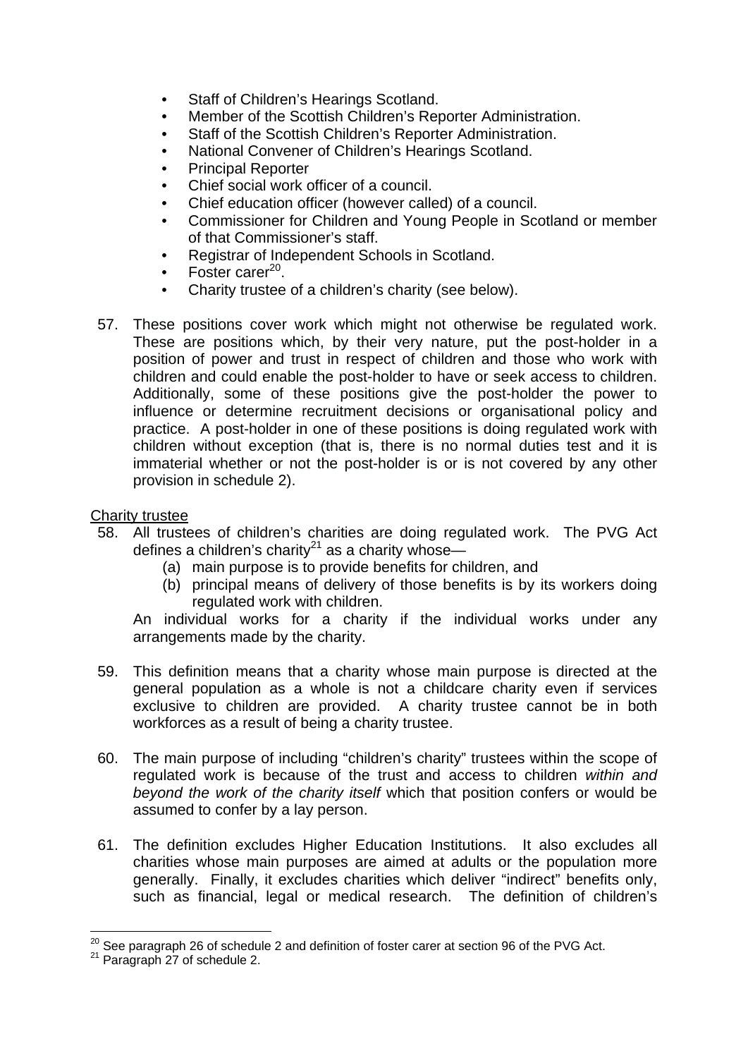- Staff of Children's Hearings Scotland.
- Member of the Scottish Children's Reporter Administration.
- Staff of the Scottish Children's Reporter Administration.
- National Convener of Children's Hearings Scotland.
- Principal Reporter
- Chief social work officer of a council.
- Chief education officer (however called) of a council.
- Commissioner for Children and Young People in Scotland or member of that Commissioner's staff.
- Registrar of Independent Schools in Scotland.
- Foster carer[20].
- Charity trustee of a children's charity (see below).

57. These positions cover work which might not otherwise be regulated work. These are positions which, by their very nature, put the post-holder in a position of power and trust in respect of children and those who work with children and could enable the post-holder to have or seek access to children. Additionally, some of these positions give the post-holder the power to influence or determine recruitment decisions or organisational policy and practice. A post-holder in one of these positions is doing regulated work with children without exception (that is, there is no normal duties test and it is immaterial whether or not the post-holder is or is not covered by any other provision in schedule 2).

Charity trustee

58. All trustees of children's charities are doing regulated work. The PVG Act defines a children's charity[21] as a charity whose—
    (a) main purpose is to provide benefits for children, and
    (b) principal means of delivery of those benefits is by its workers doing regulated work with children.

    An individual works for a charity if the individual works under any arrangements made by the charity.

59. This definition means that a charity whose main purpose is directed at the general population as a whole is not a childcare charity even if services exclusive to children are provided. A charity trustee cannot be in both workforces as a result of being a charity trustee.

60. The main purpose of including "children's charity" trustees within the scope of regulated work is because of the trust and access to children *within and beyond the work of the charity itself* which that position confers or would be assumed to confer by a lay person.

61. The definition excludes Higher Education Institutions. It also excludes all charities whose main purposes are aimed at adults or the population more generally. Finally, it excludes charities which deliver "indirect" benefits only, such as financial, legal or medical research. The definition of children's

---

[20] See paragraph 26 of schedule 2 and definition of foster carer at section 96 of the PVG Act.

[21] Paragraph 27 of schedule 2.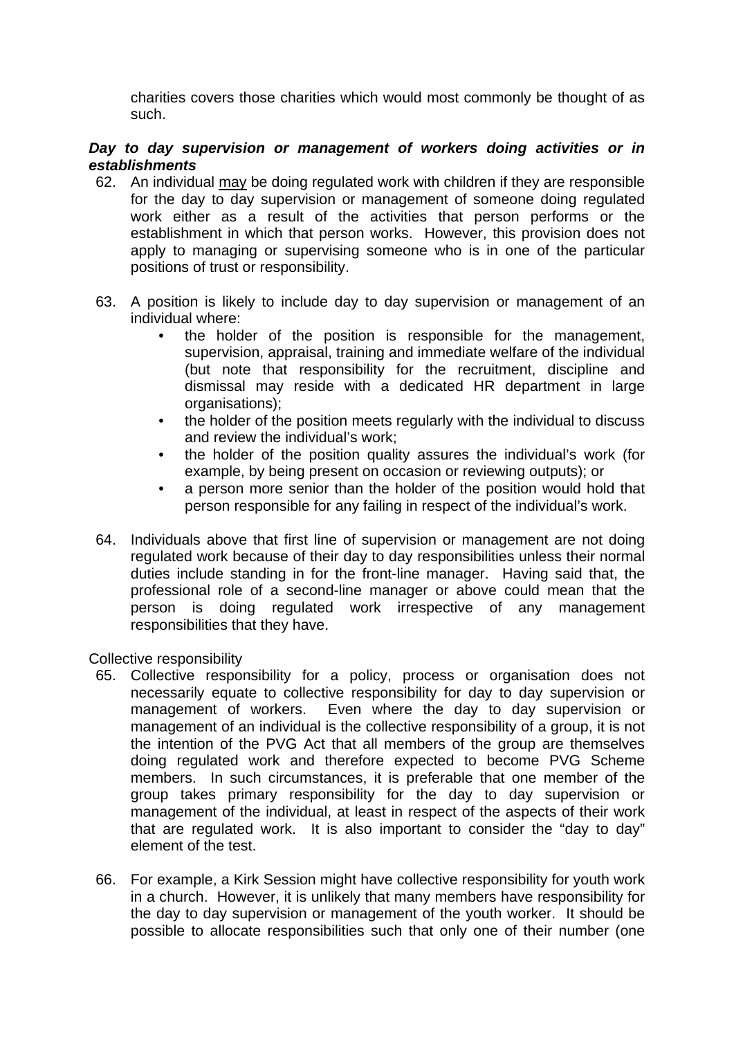charities covers those charities which would most commonly be thought of as such.

***Day to day supervision or management of workers doing activities or in establishments***

62. An individual <u>may</u> be doing regulated work with children if they are responsible for the day to day supervision or management of someone doing regulated work either as a result of the activities that person performs or the establishment in which that person works. However, this provision does not apply to managing or supervising someone who is in one of the particular positions of trust or responsibility.

63. A position is likely to include day to day supervision or management of an individual where:
    - the holder of the position is responsible for the management, supervision, appraisal, training and immediate welfare of the individual (but note that responsibility for the recruitment, discipline and dismissal may reside with a dedicated HR department in large organisations);
    - the holder of the position meets regularly with the individual to discuss and review the individual's work;
    - the holder of the position quality assures the individual's work (for example, by being present on occasion or reviewing outputs); or
    - a person more senior than the holder of the position would hold that person responsible for any failing in respect of the individual's work.

64. Individuals above that first line of supervision or management are not doing regulated work because of their day to day responsibilities unless their normal duties include standing in for the front-line manager. Having said that, the professional role of a second-line manager or above could mean that the person is doing regulated work irrespective of any management responsibilities that they have.

Collective responsibility

65. Collective responsibility for a policy, process or organisation does not necessarily equate to collective responsibility for day to day supervision or management of workers. Even where the day to day supervision or management of an individual is the collective responsibility of a group, it is not the intention of the PVG Act that all members of the group are themselves doing regulated work and therefore expected to become PVG Scheme members. In such circumstances, it is preferable that one member of the group takes primary responsibility for the day to day supervision or management of the individual, at least in respect of the aspects of their work that are regulated work. It is also important to consider the "day to day" element of the test.

66. For example, a Kirk Session might have collective responsibility for youth work in a church. However, it is unlikely that many members have responsibility for the day to day supervision or management of the youth worker. It should be possible to allocate responsibilities such that only one of their number (one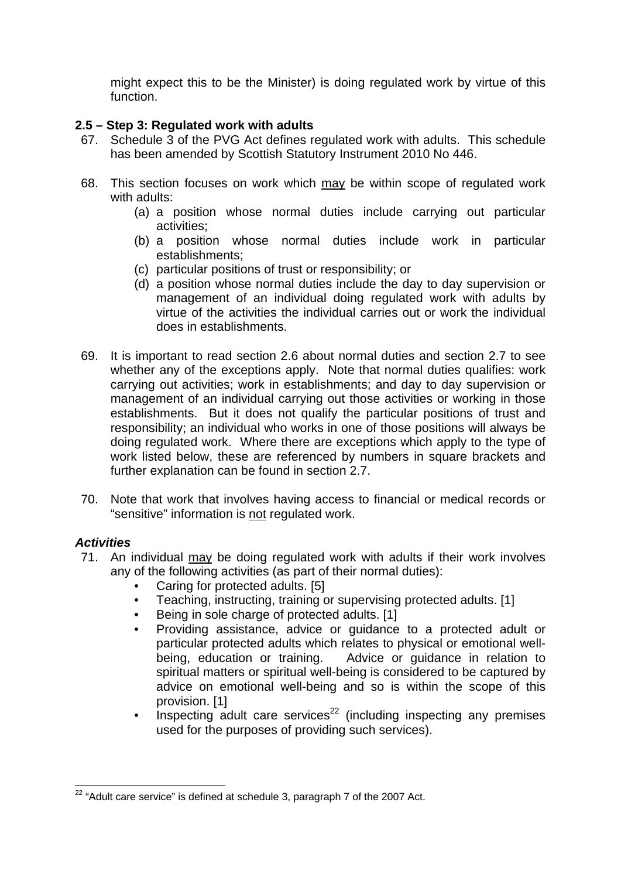might expect this to be the Minister) is doing regulated work by virtue of this function.

### 2.5 – Step 3: Regulated work with adults

67. Schedule 3 of the PVG Act defines regulated work with adults. This schedule has been amended by Scottish Statutory Instrument 2010 No 446.

68. This section focuses on work which <u>may</u> be within scope of regulated work with adults:
    (a) a position whose normal duties include carrying out particular activities;
    (b) a position whose normal duties include work in particular establishments;
    (c) particular positions of trust or responsibility; or
    (d) a position whose normal duties include the day to day supervision or management of an individual doing regulated work with adults by virtue of the activities the individual carries out or work the individual does in establishments.

69. It is important to read section 2.6 about normal duties and section 2.7 to see whether any of the exceptions apply. Note that normal duties qualifies: work carrying out activities; work in establishments; and day to day supervision or management of an individual carrying out those activities or working in those establishments. But it does not qualify the particular positions of trust and responsibility; an individual who works in one of those positions will always be doing regulated work. Where there are exceptions which apply to the type of work listed below, these are referenced by numbers in square brackets and further explanation can be found in section 2.7.

70. Note that work that involves having access to financial or medical records or "sensitive" information is <u>not</u> regulated work.

#### *Activities*

71. An individual <u>may</u> be doing regulated work with adults if their work involves any of the following activities (as part of their normal duties):
    - Caring for protected adults. [5]
    - Teaching, instructing, training or supervising protected adults. [1]
    - Being in sole charge of protected adults. [1]
    - Providing assistance, advice or guidance to a protected adult or particular protected adults which relates to physical or emotional well-being, education or training. Advice or guidance in relation to spiritual matters or spiritual well-being is considered to be captured by advice on emotional well-being and so is within the scope of this provision. [1]
    - Inspecting adult care services[22] (including inspecting any premises used for the purposes of providing such services).

[22] "Adult care service" is defined at schedule 3, paragraph 7 of the 2007 Act.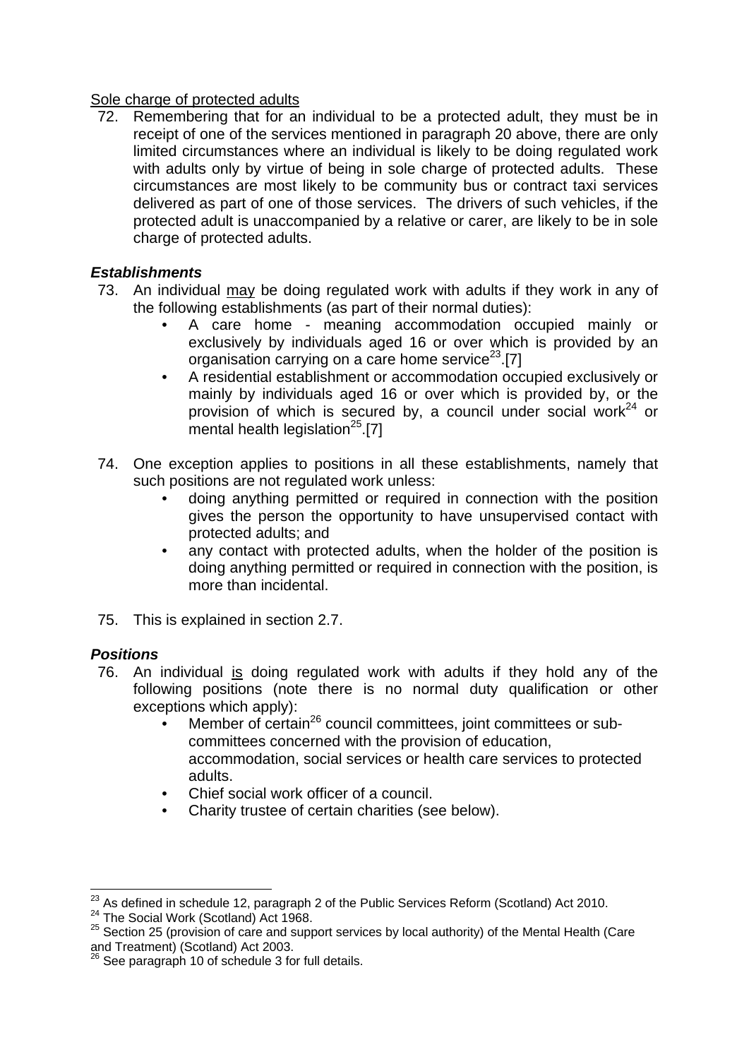<u>Sole charge of protected adults</u>

72. Remembering that for an individual to be a protected adult, they must be in receipt of one of the services mentioned in paragraph 20 above, there are only limited circumstances where an individual is likely to be doing regulated work with adults only by virtue of being in sole charge of protected adults. These circumstances are most likely to be community bus or contract taxi services delivered as part of one of those services. The drivers of such vehicles, if the protected adult is unaccompanied by a relative or carer, are likely to be in sole charge of protected adults.

### *Establishments*

73. An individual <u>may</u> be doing regulated work with adults if they work in any of the following establishments (as part of their normal duties):
    - A care home - meaning accommodation occupied mainly or exclusively by individuals aged 16 or over which is provided by an organisation carrying on a care home service[23].[7]
    - A residential establishment or accommodation occupied exclusively or mainly by individuals aged 16 or over which is provided by, or the provision of which is secured by, a council under social work[24] or mental health legislation[25].[7]

74. One exception applies to positions in all these establishments, namely that such positions are not regulated work unless:
    - doing anything permitted or required in connection with the position gives the person the opportunity to have unsupervised contact with protected adults; and
    - any contact with protected adults, when the holder of the position is doing anything permitted or required in connection with the position, is more than incidental.

75. This is explained in section 2.7.

### *Positions*

76. An individual <u>is</u> doing regulated work with adults if they hold any of the following positions (note there is no normal duty qualification or other exceptions which apply):
    - Member of certain[26] council committees, joint committees or sub-committees concerned with the provision of education, accommodation, social services or health care services to protected adults.
    - Chief social work officer of a council.
    - Charity trustee of certain charities (see below).

---

[23] As defined in schedule 12, paragraph 2 of the Public Services Reform (Scotland) Act 2010.

[24] The Social Work (Scotland) Act 1968.

[25] Section 25 (provision of care and support services by local authority) of the Mental Health (Care and Treatment) (Scotland) Act 2003.

[26] See paragraph 10 of schedule 3 for full details.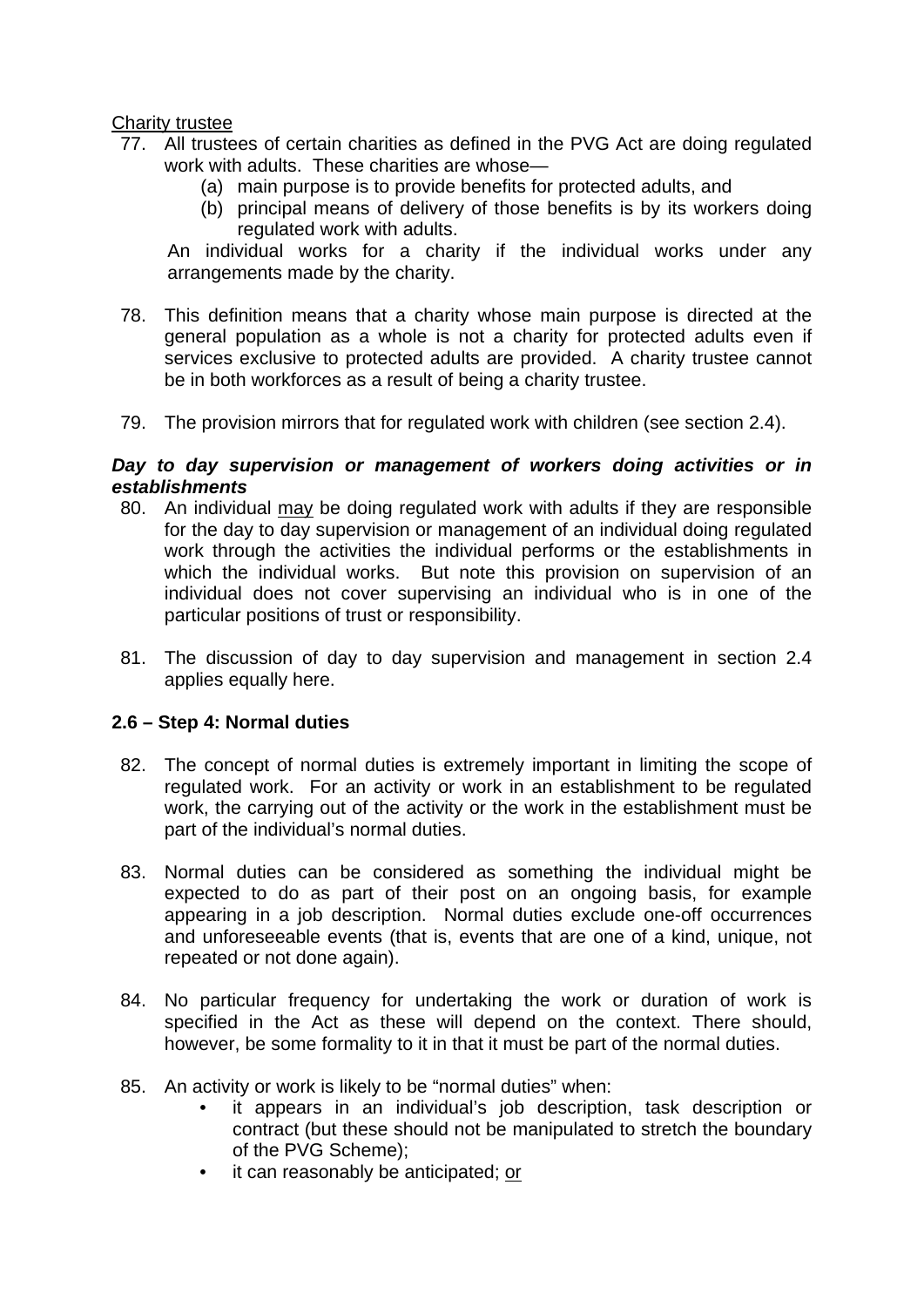<u>Charity trustee</u>

77. All trustees of certain charities as defined in the PVG Act are doing regulated work with adults. These charities are whose—
    (a) main purpose is to provide benefits for protected adults, and
    (b) principal means of delivery of those benefits is by its workers doing regulated work with adults.

    An individual works for a charity if the individual works under any arrangements made by the charity.

78. This definition means that a charity whose main purpose is directed at the general population as a whole is not a charity for protected adults even if services exclusive to protected adults are provided. A charity trustee cannot be in both workforces as a result of being a charity trustee.

79. The provision mirrors that for regulated work with children (see section 2.4).

***Day to day supervision or management of workers doing activities or in establishments***

80. An individual <u>may</u> be doing regulated work with adults if they are responsible for the day to day supervision or management of an individual doing regulated work through the activities the individual performs or the establishments in which the individual works. But note this provision on supervision of an individual does not cover supervising an individual who is in one of the particular positions of trust or responsibility.

81. The discussion of day to day supervision and management in section 2.4 applies equally here.

### 2.6 – Step 4: Normal duties

82. The concept of normal duties is extremely important in limiting the scope of regulated work. For an activity or work in an establishment to be regulated work, the carrying out of the activity or the work in the establishment must be part of the individual's normal duties.

83. Normal duties can be considered as something the individual might be expected to do as part of their post on an ongoing basis, for example appearing in a job description. Normal duties exclude one-off occurrences and unforeseeable events (that is, events that are one of a kind, unique, not repeated or not done again).

84. No particular frequency for undertaking the work or duration of work is specified in the Act as these will depend on the context. There should, however, be some formality to it in that it must be part of the normal duties.

85. An activity or work is likely to be "normal duties" when:
    - it appears in an individual's job description, task description or contract (but these should not be manipulated to stretch the boundary of the PVG Scheme);
    - it can reasonably be anticipated; <u>or</u>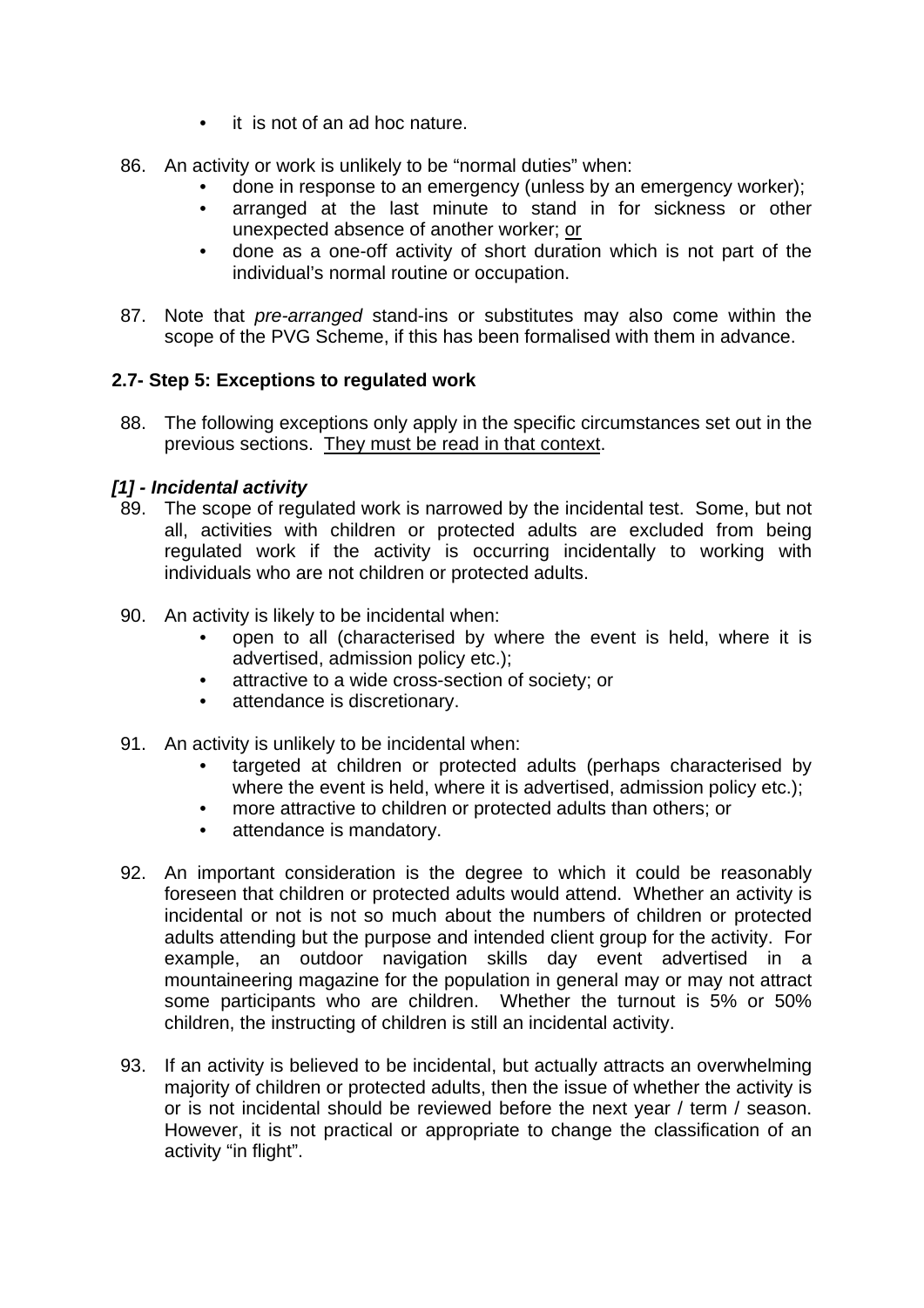- it is not of an ad hoc nature.

86. An activity or work is unlikely to be "normal duties" when:
    - done in response to an emergency (unless by an emergency worker);
    - arranged at the last minute to stand in for sickness or other unexpected absence of another worker; <u>or</u>
    - done as a one-off activity of short duration which is not part of the individual's normal routine or occupation.

87. Note that *pre-arranged* stand-ins or substitutes may also come within the scope of the PVG Scheme, if this has been formalised with them in advance.

### 2.7- Step 5: Exceptions to regulated work

88. The following exceptions only apply in the specific circumstances set out in the previous sections. <u>They must be read in that context</u>.

#### *[1] - Incidental activity*

89. The scope of regulated work is narrowed by the incidental test. Some, but not all, activities with children or protected adults are excluded from being regulated work if the activity is occurring incidentally to working with individuals who are not children or protected adults.

90. An activity is likely to be incidental when:
    - open to all (characterised by where the event is held, where it is advertised, admission policy etc.);
    - attractive to a wide cross-section of society; or
    - attendance is discretionary.

91. An activity is unlikely to be incidental when:
    - targeted at children or protected adults (perhaps characterised by where the event is held, where it is advertised, admission policy etc.);
    - more attractive to children or protected adults than others; or
    - attendance is mandatory.

92. An important consideration is the degree to which it could be reasonably foreseen that children or protected adults would attend. Whether an activity is incidental or not is not so much about the numbers of children or protected adults attending but the purpose and intended client group for the activity. For example, an outdoor navigation skills day event advertised in a mountaineering magazine for the population in general may or may not attract some participants who are children. Whether the turnout is 5% or 50% children, the instructing of children is still an incidental activity.

93. If an activity is believed to be incidental, but actually attracts an overwhelming majority of children or protected adults, then the issue of whether the activity is or is not incidental should be reviewed before the next year / term / season. However, it is not practical or appropriate to change the classification of an activity "in flight".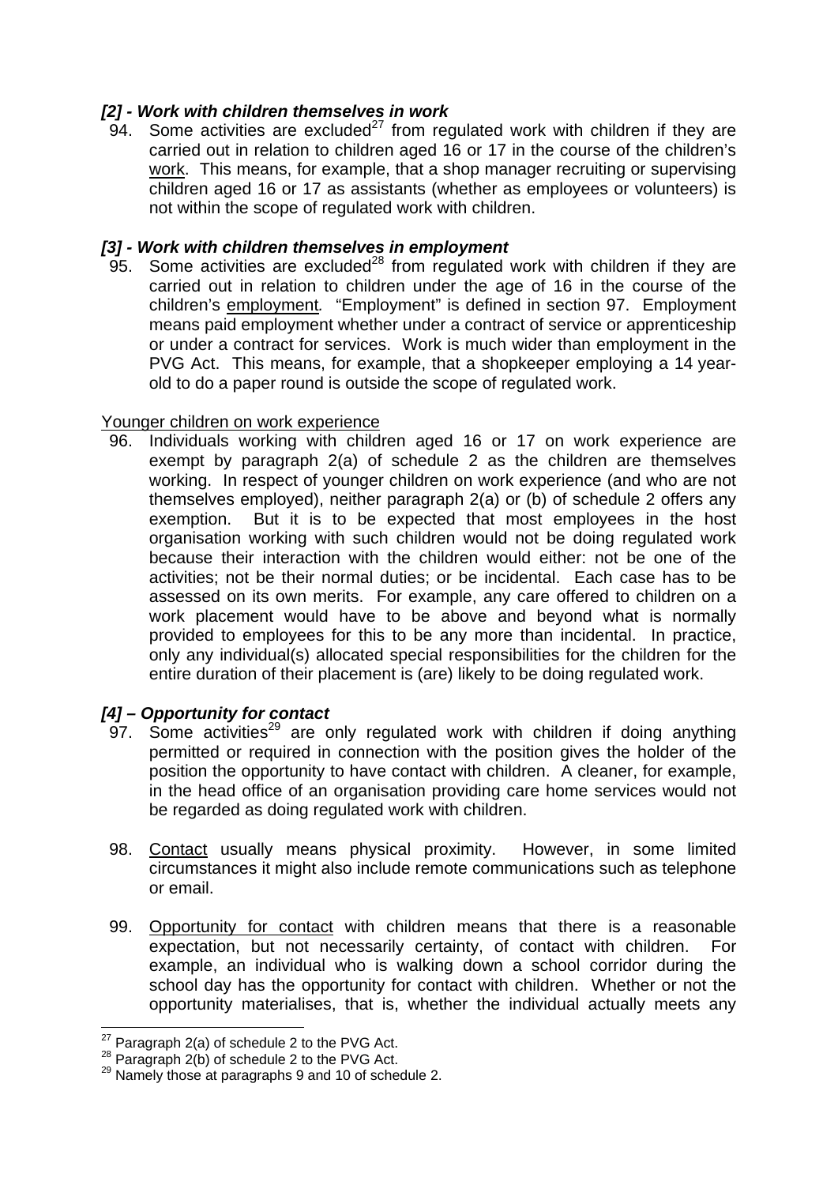### *[2] - Work with children themselves in work*

94. Some activities are excluded[27] from regulated work with children if they are carried out in relation to children aged 16 or 17 in the course of the children's work. This means, for example, that a shop manager recruiting or supervising children aged 16 or 17 as assistants (whether as employees or volunteers) is not within the scope of regulated work with children.

### *[3] - Work with children themselves in employment*

95. Some activities are excluded[28] from regulated work with children if they are carried out in relation to children under the age of 16 in the course of the children's employment. "Employment" is defined in section 97. Employment means paid employment whether under a contract of service or apprenticeship or under a contract for services. Work is much wider than employment in the PVG Act. This means, for example, that a shopkeeper employing a 14 year-old to do a paper round is outside the scope of regulated work.

Younger children on work experience

96. Individuals working with children aged 16 or 17 on work experience are exempt by paragraph 2(a) of schedule 2 as the children are themselves working. In respect of younger children on work experience (and who are not themselves employed), neither paragraph 2(a) or (b) of schedule 2 offers any exemption. But it is to be expected that most employees in the host organisation working with such children would not be doing regulated work because their interaction with the children would either: not be one of the activities; not be their normal duties; or be incidental. Each case has to be assessed on its own merits. For example, any care offered to children on a work placement would have to be above and beyond what is normally provided to employees for this to be any more than incidental. In practice, only any individual(s) allocated special responsibilities for the children for the entire duration of their placement is (are) likely to be doing regulated work.

### *[4] – Opportunity for contact*

97. Some activities[29] are only regulated work with children if doing anything permitted or required in connection with the position gives the holder of the position the opportunity to have contact with children. A cleaner, for example, in the head office of an organisation providing care home services would not be regarded as doing regulated work with children.

98. Contact usually means physical proximity. However, in some limited circumstances it might also include remote communications such as telephone or email.

99. Opportunity for contact with children means that there is a reasonable expectation, but not necessarily certainty, of contact with children. For example, an individual who is walking down a school corridor during the school day has the opportunity for contact with children. Whether or not the opportunity materialises, that is, whether the individual actually meets any

---

[27] Paragraph 2(a) of schedule 2 to the PVG Act.
[28] Paragraph 2(b) of schedule 2 to the PVG Act.
[29] Namely those at paragraphs 9 and 10 of schedule 2.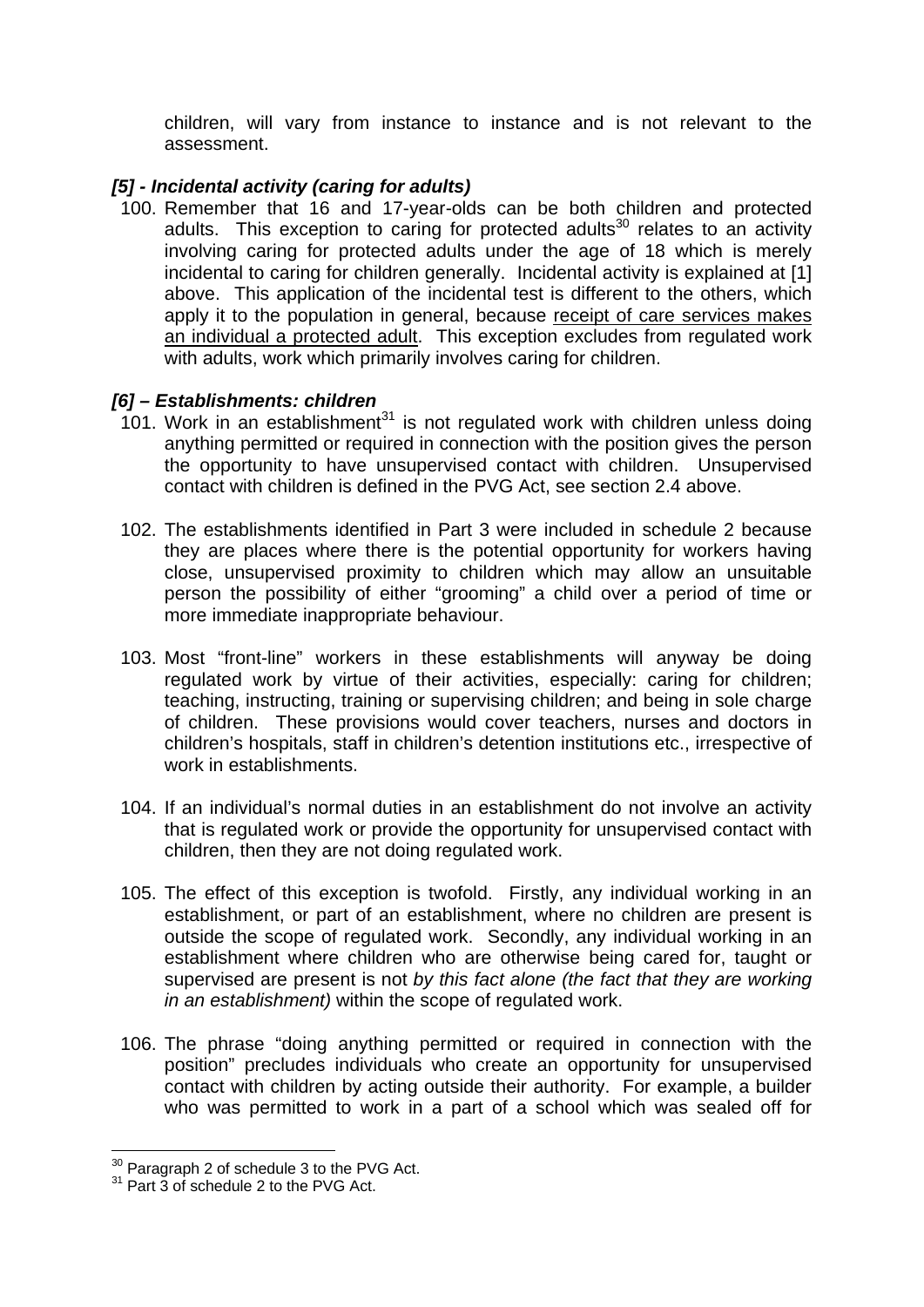children, will vary from instance to instance and is not relevant to the assessment.

### *[5] - Incidental activity (caring for adults)*

100. Remember that 16 and 17-year-olds can be both children and protected adults. This exception to caring for protected adults[30] relates to an activity involving caring for protected adults under the age of 18 which is merely incidental to caring for children generally. Incidental activity is explained at [1] above. This application of the incidental test is different to the others, which apply it to the population in general, because <u>receipt of care services makes an individual a protected adult</u>. This exception excludes from regulated work with adults, work which primarily involves caring for children.

### *[6] – Establishments: children*

101. Work in an establishment[31] is not regulated work with children unless doing anything permitted or required in connection with the position gives the person the opportunity to have unsupervised contact with children. Unsupervised contact with children is defined in the PVG Act, see section 2.4 above.

102. The establishments identified in Part 3 were included in schedule 2 because they are places where there is the potential opportunity for workers having close, unsupervised proximity to children which may allow an unsuitable person the possibility of either "grooming" a child over a period of time or more immediate inappropriate behaviour.

103. Most "front-line" workers in these establishments will anyway be doing regulated work by virtue of their activities, especially: caring for children; teaching, instructing, training or supervising children; and being in sole charge of children. These provisions would cover teachers, nurses and doctors in children's hospitals, staff in children's detention institutions etc., irrespective of work in establishments.

104. If an individual's normal duties in an establishment do not involve an activity that is regulated work or provide the opportunity for unsupervised contact with children, then they are not doing regulated work.

105. The effect of this exception is twofold. Firstly, any individual working in an establishment, or part of an establishment, where no children are present is outside the scope of regulated work. Secondly, any individual working in an establishment where children who are otherwise being cared for, taught or supervised are present is not *by this fact alone (the fact that they are working in an establishment)* within the scope of regulated work.

106. The phrase "doing anything permitted or required in connection with the position" precludes individuals who create an opportunity for unsupervised contact with children by acting outside their authority. For example, a builder who was permitted to work in a part of a school which was sealed off for

---

[30] Paragraph 2 of schedule 3 to the PVG Act.
[31] Part 3 of schedule 2 to the PVG Act.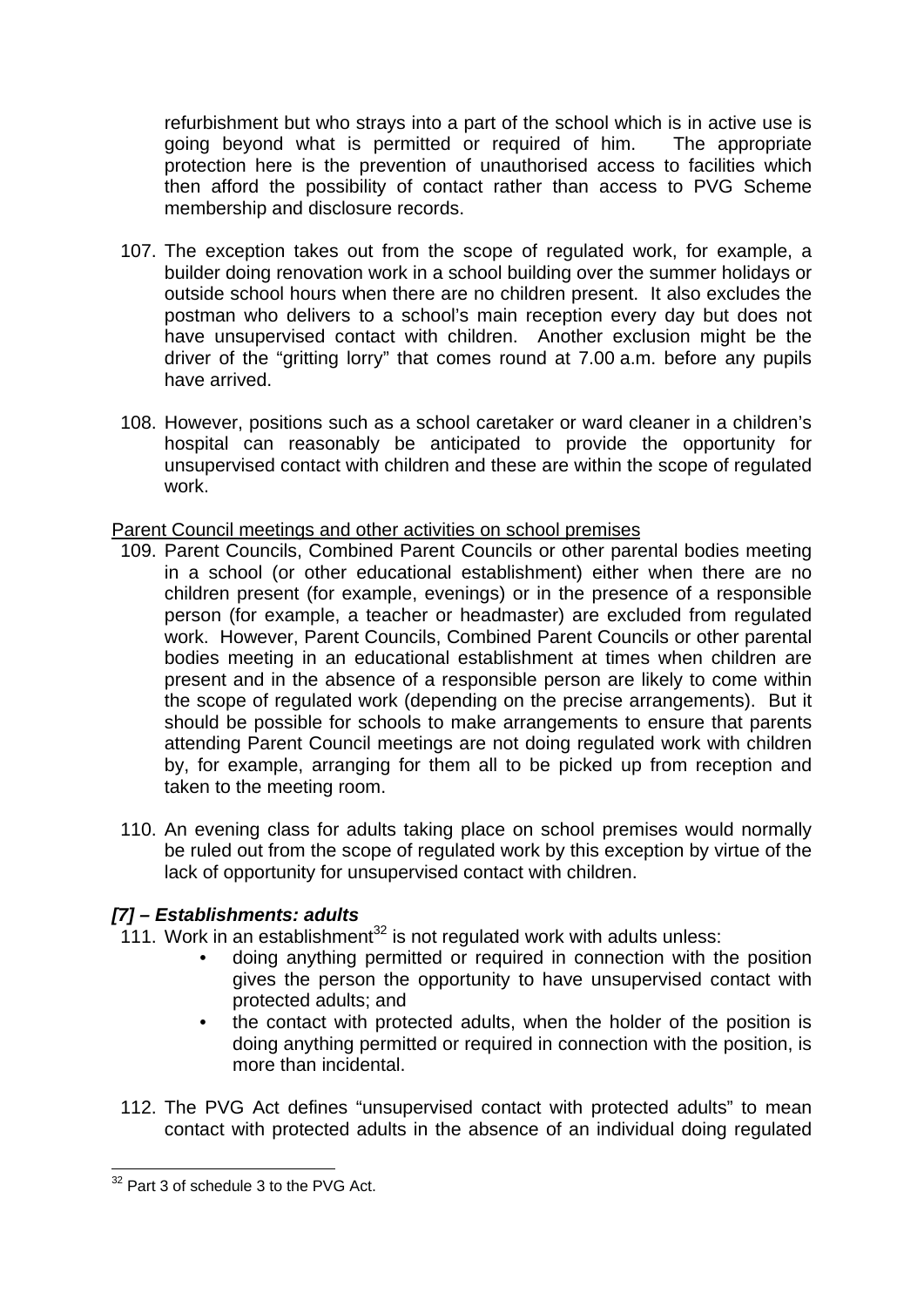refurbishment but who strays into a part of the school which is in active use is going beyond what is permitted or required of him. The appropriate protection here is the prevention of unauthorised access to facilities which then afford the possibility of contact rather than access to PVG Scheme membership and disclosure records.

107. The exception takes out from the scope of regulated work, for example, a builder doing renovation work in a school building over the summer holidays or outside school hours when there are no children present. It also excludes the postman who delivers to a school's main reception every day but does not have unsupervised contact with children. Another exclusion might be the driver of the "gritting lorry" that comes round at 7.00 a.m. before any pupils have arrived.

108. However, positions such as a school caretaker or ward cleaner in a children's hospital can reasonably be anticipated to provide the opportunity for unsupervised contact with children and these are within the scope of regulated work.

Parent Council meetings and other activities on school premises

109. Parent Councils, Combined Parent Councils or other parental bodies meeting in a school (or other educational establishment) either when there are no children present (for example, evenings) or in the presence of a responsible person (for example, a teacher or headmaster) are excluded from regulated work. However, Parent Councils, Combined Parent Councils or other parental bodies meeting in an educational establishment at times when children are present and in the absence of a responsible person are likely to come within the scope of regulated work (depending on the precise arrangements). But it should be possible for schools to make arrangements to ensure that parents attending Parent Council meetings are not doing regulated work with children by, for example, arranging for them all to be picked up from reception and taken to the meeting room.

110. An evening class for adults taking place on school premises would normally be ruled out from the scope of regulated work by this exception by virtue of the lack of opportunity for unsupervised contact with children.

### *[7] – Establishments: adults*

111. Work in an establishment[32] is not regulated work with adults unless:
    - doing anything permitted or required in connection with the position gives the person the opportunity to have unsupervised contact with protected adults; and
    - the contact with protected adults, when the holder of the position is doing anything permitted or required in connection with the position, is more than incidental.

112. The PVG Act defines "unsupervised contact with protected adults" to mean contact with protected adults in the absence of an individual doing regulated

[32] Part 3 of schedule 3 to the PVG Act.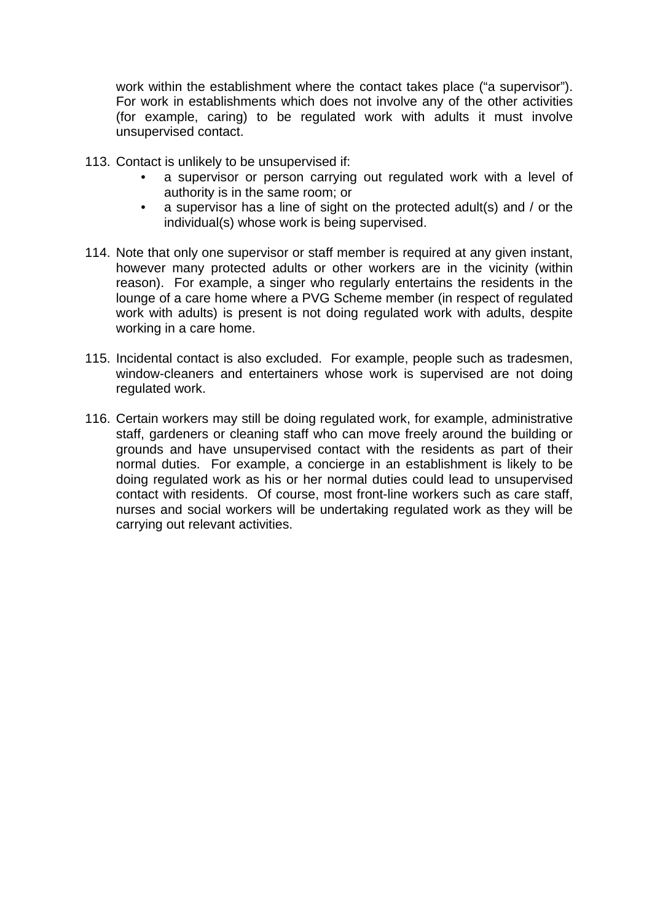work within the establishment where the contact takes place ("a supervisor"). For work in establishments which does not involve any of the other activities (for example, caring) to be regulated work with adults it must involve unsupervised contact.

113. Contact is unlikely to be unsupervised if:
    - a supervisor or person carrying out regulated work with a level of authority is in the same room; or
    - a supervisor has a line of sight on the protected adult(s) and / or the individual(s) whose work is being supervised.

114. Note that only one supervisor or staff member is required at any given instant, however many protected adults or other workers are in the vicinity (within reason). For example, a singer who regularly entertains the residents in the lounge of a care home where a PVG Scheme member (in respect of regulated work with adults) is present is not doing regulated work with adults, despite working in a care home.

115. Incidental contact is also excluded. For example, people such as tradesmen, window-cleaners and entertainers whose work is supervised are not doing regulated work.

116. Certain workers may still be doing regulated work, for example, administrative staff, gardeners or cleaning staff who can move freely around the building or grounds and have unsupervised contact with the residents as part of their normal duties. For example, a concierge in an establishment is likely to be doing regulated work as his or her normal duties could lead to unsupervised contact with residents. Of course, most front-line workers such as care staff, nurses and social workers will be undertaking regulated work as they will be carrying out relevant activities.